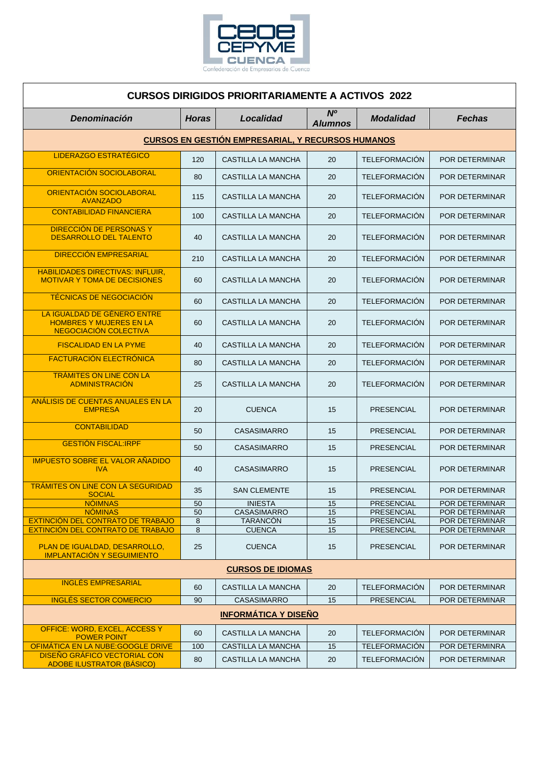CEOE CEPYME CUENCA

Confederación de Empresarios de Cuenca

## CURSOS DIRIGIDOS PRIORITARIAMENTE A ACTIVOS 2022

| *Denominación* | *Horas* | *Localidad* | *Nº Alumnos* | *Modalidad* | *Fechas* |
|---|---|---|---|---|---|
| **CURSOS EN GESTIÓN EMPRESARIAL, Y RECURSOS HUMANOS** | | | | | |
| LIDERAZGO ESTRATÉGICO | 120 | CASTILLA LA MANCHA | 20 | TELEFORMACIÓN | POR DETERMINAR |
| ORIENTACIÓN SOCIOLABORAL | 80 | CASTILLA LA MANCHA | 20 | TELEFORMACIÓN | POR DETERMINAR |
| ORIENTACIÓN SOCIOLABORAL AVANZADO | 115 | CASTILLA LA MANCHA | 20 | TELEFORMACIÓN | POR DETERMINAR |
| CONTABILIDAD FINANCIERA | 100 | CASTILLA LA MANCHA | 20 | TELEFORMACIÓN | POR DETERMINAR |
| DIRECCIÓN DE PERSONAS Y DESARROLLO DEL TALENTO | 40 | CASTILLA LA MANCHA | 20 | TELEFORMACIÓN | POR DETERMINAR |
| DIRECCIÓN EMPRESARIAL | 210 | CASTILLA LA MANCHA | 20 | TELEFORMACIÓN | POR DETERMINAR |
| HABILIDADES DIRECTIVAS: INFLUIR, MOTIVAR Y TOMA DE DECISIONES | 60 | CASTILLA LA MANCHA | 20 | TELEFORMACIÓN | POR DETERMINAR |
| TÉCNICAS DE NEGOCIACIÓN | 60 | CASTILLA LA MANCHA | 20 | TELEFORMACIÓN | POR DETERMINAR |
| LA IGUALDAD DE GÉNERO ENTRE HOMBRES Y MUJERES EN LA NEGOCIACIÓN COLECTIVA | 60 | CASTILLA LA MANCHA | 20 | TELEFORMACIÓN | POR DETERMINAR |
| FISCALIDAD EN LA PYME | 40 | CASTILLA LA MANCHA | 20 | TELEFORMACIÓN | POR DETERMINAR |
| FACTURACIÓN ELECTRÓNICA | 80 | CASTILLA LA MANCHA | 20 | TELEFORMACIÓN | POR DETERMINAR |
| TRÁMITES ON LINE CON LA ADMINISTRACIÓN | 25 | CASTILLA LA MANCHA | 20 | TELEFORMACIÓN | POR DETERMINAR |
| ANÁLISIS DE CUENTAS ANUALES EN LA EMPRESA | 20 | CUENCA | 15 | PRESENCIAL | POR DETERMINAR |
| CONTABILIDAD | 50 | CASASIMARRO | 15 | PRESENCIAL | POR DETERMINAR |
| GESTIÓN FISCAL:IRPF | 50 | CASASIMARRO | 15 | PRESENCIAL | POR DETERMINAR |
| IMPUESTO SOBRE EL VALOR AÑADIDO IVA | 40 | CASASIMARRO | 15 | PRESENCIAL | POR DETERMINAR |
| TRÁMITES ON LINE CON LA SEGURIDAD SOCIAL | 35 | SAN CLEMENTE | 15 | PRESENCIAL | POR DETERMINAR |
| NÓIMNAS | 50 | INIESTA | 15 | PRESENCIAL | POR DETERMINAR |
| NÓMINAS | 50 | CASASIMARRO | 15 | PRESENCIAL | POR DETERMINAR |
| EXTINCIÓN DEL CONTRATO DE TRABAJO | 8 | TARANCÓN | 15 | PRESENCIAL | POR DETERMINAR |
| EXTINCIÓN DEL CONTRATO DE TRABAJO | 8 | CUENCA | 15 | PRESENCIAL | POR DETERMINAR |
| PLAN DE IGUALDAD, DESARROLLO, IMPLANTACIÓN Y SEGUIMIENTO | 25 | CUENCA | 15 | PRESENCIAL | POR DETERMINAR |
| **CURSOS DE IDIOMAS** | | | | | |
| INGLÉS EMPRESARIAL | 60 | CASTILLA LA MANCHA | 20 | TELEFORMACIÓN | POR DETERMINAR |
| INGLÉS SECTOR COMERCIO | 90 | CASASIMARRO | 15 | PRESENCIAL | POR DETERMINAR |
| **INFORMÁTICA Y DISEÑO** | | | | | |
| OFFICE: WORD, EXCEL, ACCESS Y POWER POINT | 60 | CASTILLA LA MANCHA | 20 | TELEFORMACIÓN | POR DETERMINAR |
| OFIMÁTICA EN LA NUBE:GOOGLE DRIVE | 100 | CASTILLA LA MANCHA | 15 | TELEFORMACIÓN | POR DETERMINRA |
| DISEÑO GRÁFICO VECTORIAL CON ADOBE ILUSTRATOR (BÁSICO) | 80 | CASTILLA LA MANCHA | 20 | TELEFORMACIÓN | POR DETERMINAR |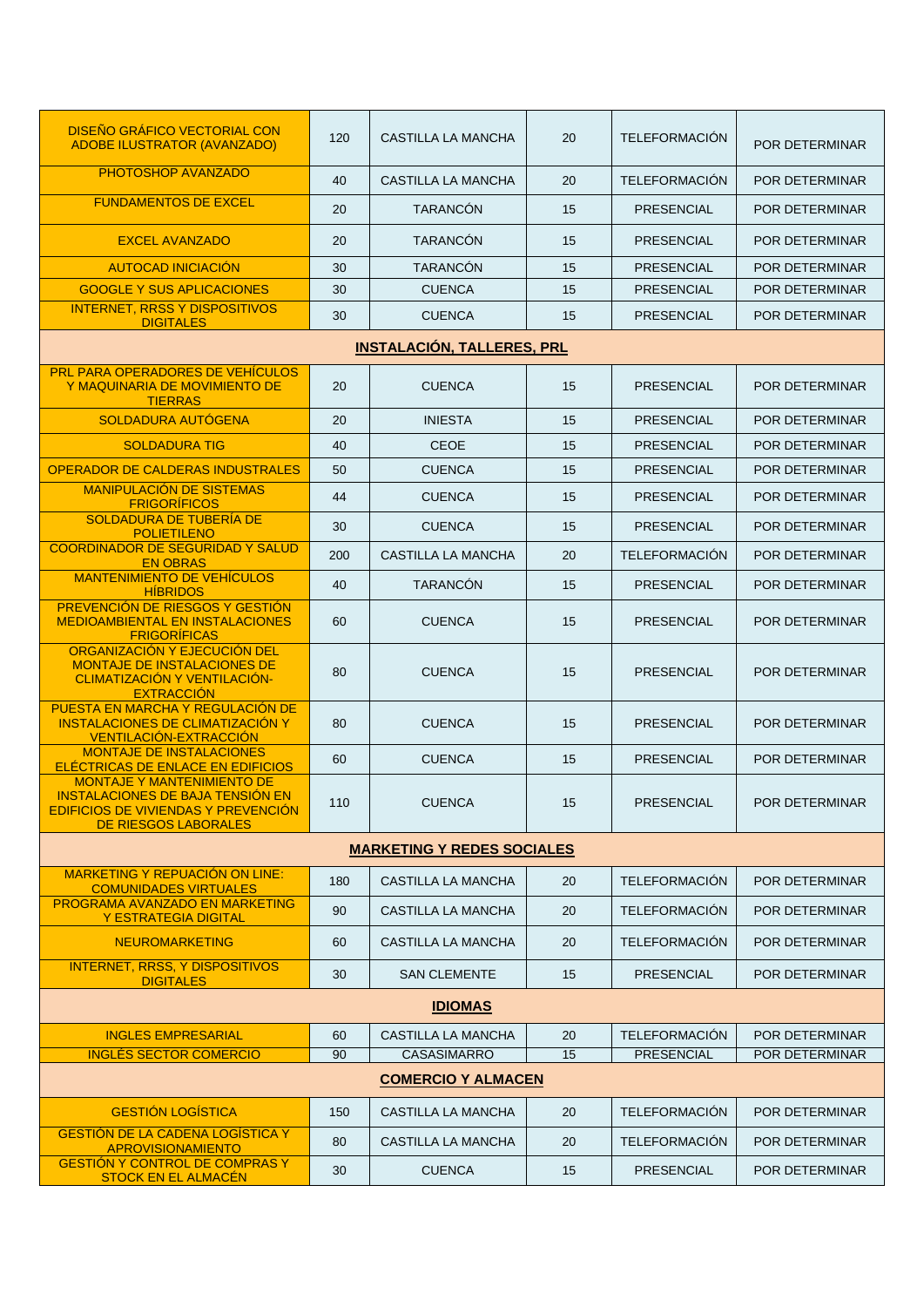| | | | | | |
|---|---|---|---|---|---|
| DISEÑO GRÁFICO VECTORIAL CON ADOBE ILUSTRATOR (AVANZADO) | 120 | CASTILLA LA MANCHA | 20 | TELEFORMACIÓN | POR DETERMINAR |
| PHOTOSHOP AVANZADO | 40 | CASTILLA LA MANCHA | 20 | TELEFORMACIÓN | POR DETERMINAR |
| FUNDAMENTOS DE EXCEL | 20 | TARANCÓN | 15 | PRESENCIAL | POR DETERMINAR |
| EXCEL AVANZADO | 20 | TARANCÓN | 15 | PRESENCIAL | POR DETERMINAR |
| AUTOCAD INICIACIÓN | 30 | TARANCÓN | 15 | PRESENCIAL | POR DETERMINAR |
| GOOGLE Y SUS APLICACIONES | 30 | CUENCA | 15 | PRESENCIAL | POR DETERMINAR |
| INTERNET, RRSS Y DISPOSITIVOS DIGITALES | 30 | CUENCA | 15 | PRESENCIAL | POR DETERMINAR |
| **INSTALACIÓN, TALLERES, PRL** | | | | | |
| PRL PARA OPERADORES DE VEHÍCULOS Y MAQUINARIA DE MOVIMIENTO DE TIERRAS | 20 | CUENCA | 15 | PRESENCIAL | POR DETERMINAR |
| SOLDADURA AUTÓGENA | 20 | INIESTA | 15 | PRESENCIAL | POR DETERMINAR |
| SOLDADURA TIG | 40 | CEOE | 15 | PRESENCIAL | POR DETERMINAR |
| OPERADOR DE CALDERAS INDUSTRALES | 50 | CUENCA | 15 | PRESENCIAL | POR DETERMINAR |
| MANIPULACIÓN DE SISTEMAS FRIGORÍFICOS | 44 | CUENCA | 15 | PRESENCIAL | POR DETERMINAR |
| SOLDADURA DE TUBERÍA DE POLIETILENO | 30 | CUENCA | 15 | PRESENCIAL | POR DETERMINAR |
| COORDINADOR DE SEGURIDAD Y SALUD EN OBRAS | 200 | CASTILLA LA MANCHA | 20 | TELEFORMACIÓN | POR DETERMINAR |
| MANTENIMIENTO DE VEHÍCULOS HÍBRIDOS | 40 | TARANCÓN | 15 | PRESENCIAL | POR DETERMINAR |
| PREVENCIÓN DE RIESGOS Y GESTIÓN MEDIOAMBIENTAL EN INSTALACIONES FRIGORÍFICAS | 60 | CUENCA | 15 | PRESENCIAL | POR DETERMINAR |
| ORGANIZACIÓN Y EJECUCIÓN DEL MONTAJE DE INSTALACIONES DE CLIMATIZACIÓN Y VENTILACIÓN-EXTRACCIÓN | 80 | CUENCA | 15 | PRESENCIAL | POR DETERMINAR |
| PUESTA EN MARCHA Y REGULACIÓN DE INSTALACIONES DE CLIMATIZACIÓN Y VENTILACIÓN-EXTRACCIÓN | 80 | CUENCA | 15 | PRESENCIAL | POR DETERMINAR |
| MONTAJE DE INSTALACIONES ELÉCTRICAS DE ENLACE EN EDIFICIOS | 60 | CUENCA | 15 | PRESENCIAL | POR DETERMINAR |
| MONTAJE Y MANTENIMIENTO DE INSTALACIONES DE BAJA TENSIÓN EN EDIFICIOS DE VIVIENDAS Y PREVENCIÓN DE RIESGOS LABORALES | 110 | CUENCA | 15 | PRESENCIAL | POR DETERMINAR |
| **MARKETING Y REDES SOCIALES** | | | | | |
| MARKETING Y REPUACIÓN ON LINE: COMUNIDADES VIRTUALES | 180 | CASTILLA LA MANCHA | 20 | TELEFORMACIÓN | POR DETERMINAR |
| PROGRAMA AVANZADO EN MARKETING Y ESTRATEGIA DIGITAL | 90 | CASTILLA LA MANCHA | 20 | TELEFORMACIÓN | POR DETERMINAR |
| NEUROMARKETING | 60 | CASTILLA LA MANCHA | 20 | TELEFORMACIÓN | POR DETERMINAR |
| INTERNET, RRSS, Y DISPOSITIVOS DIGITALES | 30 | SAN CLEMENTE | 15 | PRESENCIAL | POR DETERMINAR |
| **IDIOMAS** | | | | | |
| INGLES EMPRESARIAL | 60 | CASTILLA LA MANCHA | 20 | TELEFORMACIÓN | POR DETERMINAR |
| INGLÉS SECTOR COMERCIO | 90 | CASASIMARRO | 15 | PRESENCIAL | POR DETERMINAR |
| **COMERCIO Y ALMACEN** | | | | | |
| GESTIÓN LOGÍSTICA | 150 | CASTILLA LA MANCHA | 20 | TELEFORMACIÓN | POR DETERMINAR |
| GESTIÓN DE LA CADENA LOGÍSTICA Y APROVISIONAMIENTO | 80 | CASTILLA LA MANCHA | 20 | TELEFORMACIÓN | POR DETERMINAR |
| GESTIÓN Y CONTROL DE COMPRAS Y STOCK EN EL ALMACÉN | 30 | CUENCA | 15 | PRESENCIAL | POR DETERMINAR |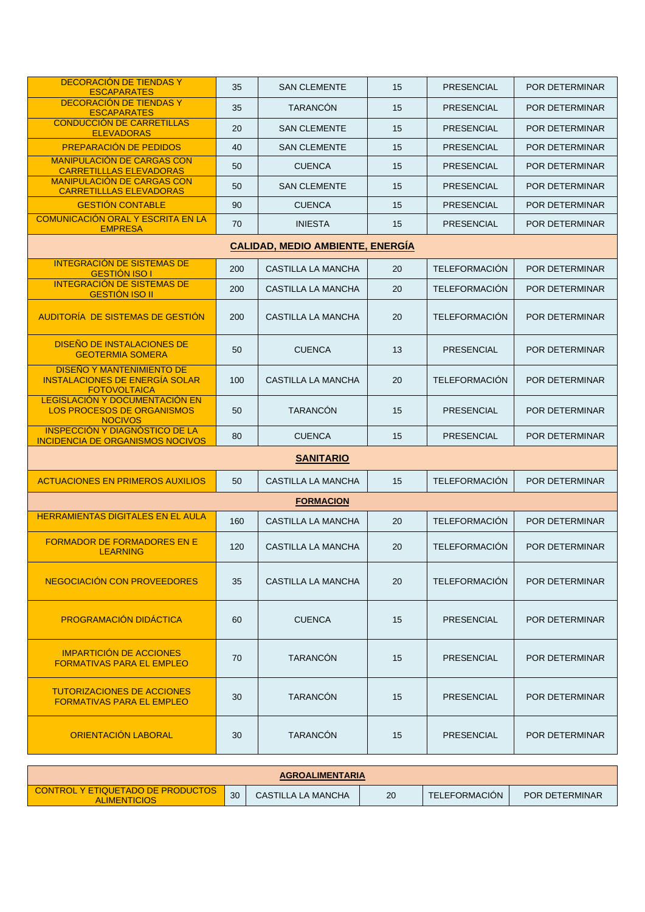| | | | | | |
|---|---|---|---|---|---|
| DECORACIÓN DE TIENDAS Y ESCAPARATES | 35 | SAN CLEMENTE | 15 | PRESENCIAL | POR DETERMINAR |
| DECORACIÓN DE TIENDAS Y ESCAPARATES | 35 | TARANCÓN | 15 | PRESENCIAL | POR DETERMINAR |
| CONDUCCIÓN DE CARRETILLAS ELEVADORAS | 20 | SAN CLEMENTE | 15 | PRESENCIAL | POR DETERMINAR |
| PREPARACIÓN DE PEDIDOS | 40 | SAN CLEMENTE | 15 | PRESENCIAL | POR DETERMINAR |
| MANIPULACIÓN DE CARGAS CON CARRETILLLAS ELEVADORAS | 50 | CUENCA | 15 | PRESENCIAL | POR DETERMINAR |
| MANIPULACIÓN DE CARGAS CON CARRETILLLAS ELEVADORAS | 50 | SAN CLEMENTE | 15 | PRESENCIAL | POR DETERMINAR |
| GESTIÓN CONTABLE | 90 | CUENCA | 15 | PRESENCIAL | POR DETERMINAR |
| COMUNICACIÓN ORAL Y ESCRITA EN LA EMPRESA | 70 | INIESTA | 15 | PRESENCIAL | POR DETERMINAR |
| **CALIDAD, MEDIO AMBIENTE, ENERGÍA** | | | | | |
| INTEGRACIÓN DE SISTEMAS DE GESTIÓN ISO I | 200 | CASTILLA LA MANCHA | 20 | TELEFORMACIÓN | POR DETERMINAR |
| INTEGRACIÓN DE SISTEMAS DE GESTIÓN ISO II | 200 | CASTILLA LA MANCHA | 20 | TELEFORMACIÓN | POR DETERMINAR |
| AUDITORÍA DE SISTEMAS DE GESTIÓN | 200 | CASTILLA LA MANCHA | 20 | TELEFORMACIÓN | POR DETERMINAR |
| DISEÑO DE INSTALACIONES DE GEOTERMIA SOMERA | 50 | CUENCA | 13 | PRESENCIAL | POR DETERMINAR |
| DISEÑO Y MANTENIMIENTO DE INSTALACIONES DE ENERGÍA SOLAR FOTOVOLTAICA | 100 | CASTILLA LA MANCHA | 20 | TELEFORMACIÓN | POR DETERMINAR |
| LEGISLACIÓN Y DOCUMENTACIÓN EN LOS PROCESOS DE ORGANISMOS NOCIVOS | 50 | TARANCÓN | 15 | PRESENCIAL | POR DETERMINAR |
| INSPECCIÓN Y DIAGNÓSTICO DE LA INCIDENCIA DE ORGANISMOS NOCIVOS | 80 | CUENCA | 15 | PRESENCIAL | POR DETERMINAR |
| **SANITARIO** | | | | | |
| ACTUACIONES EN PRIMEROS AUXILIOS | 50 | CASTILLA LA MANCHA | 15 | TELEFORMACIÓN | POR DETERMINAR |
| **FORMACION** | | | | | |
| HERRAMIENTAS DIGITALES EN EL AULA | 160 | CASTILLA LA MANCHA | 20 | TELEFORMACIÓN | POR DETERMINAR |
| FORMADOR DE FORMADORES EN E LEARNING | 120 | CASTILLA LA MANCHA | 20 | TELEFORMACIÓN | POR DETERMINAR |
| NEGOCIACIÓN CON PROVEEDORES | 35 | CASTILLA LA MANCHA | 20 | TELEFORMACIÓN | POR DETERMINAR |
| PROGRAMACIÓN DIDÁCTICA | 60 | CUENCA | 15 | PRESENCIAL | POR DETERMINAR |
| IMPARTICIÓN DE ACCIONES FORMATIVAS PARA EL EMPLEO | 70 | TARANCÓN | 15 | PRESENCIAL | POR DETERMINAR |
| TUTORIZACIONES DE ACCIONES FORMATIVAS PARA EL EMPLEO | 30 | TARANCÓN | 15 | PRESENCIAL | POR DETERMINAR |
| ORIENTACIÓN LABORAL | 30 | TARANCÓN | 15 | PRESENCIAL | POR DETERMINAR |

| **AGROALIMENTARIA** | | | | | |
|---|---|---|---|---|---|
| CONTROL Y ETIQUETADO DE PRODUCTOS ALIMENTICIOS | 30 | CASTILLA LA MANCHA | 20 | TELEFORMACIÓN | POR DETERMINAR |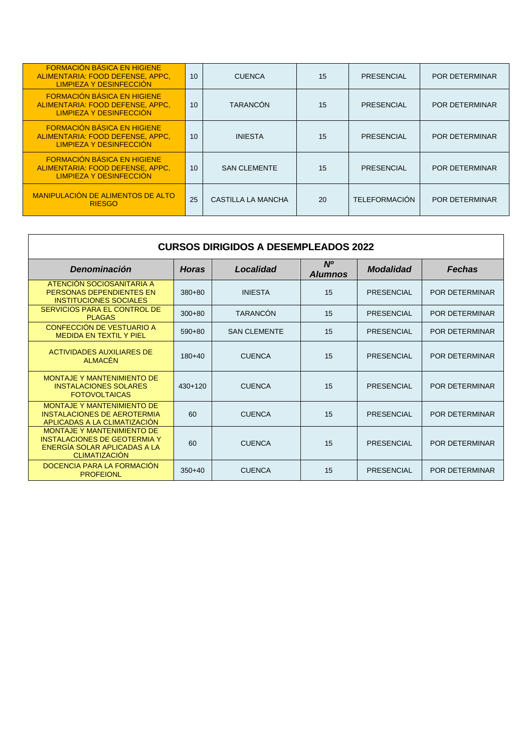| | | | | | |
|---|---|---|---|---|---|
| FORMACIÓN BÁSICA EN HIGIENE ALIMENTARIA: FOOD DEFENSE, APPC, LIMPIEZA Y DESINFECCIÓN | 10 | CUENCA | 15 | PRESENCIAL | POR DETERMINAR |
| FORMACIÓN BÁSICA EN HIGIENE ALIMENTARIA: FOOD DEFENSE, APPC, LIMPIEZA Y DESINFECCIÓN | 10 | TARANCÓN | 15 | PRESENCIAL | POR DETERMINAR |
| FORMACIÓN BÁSICA EN HIGIENE ALIMENTARIA: FOOD DEFENSE, APPC, LIMPIEZA Y DESINFECCIÓN | 10 | INIESTA | 15 | PRESENCIAL | POR DETERMINAR |
| FORMACIÓN BÁSICA EN HIGIENE ALIMENTARIA: FOOD DEFENSE, APPC, LIMPIEZA Y DESINFECCIÓN | 10 | SAN CLEMENTE | 15 | PRESENCIAL | POR DETERMINAR |
| MANIPULACIÓN DE ALIMENTOS DE ALTO RIESGO | 25 | CASTILLA LA MANCHA | 20 | TELEFORMACIÓN | POR DETERMINAR |

## CURSOS DIRIGIDOS A DESEMPLEADOS 2022

| *Denominación* | *Horas* | *Localidad* | *Nº Alumnos* | *Modalidad* | *Fechas* |
|---|---|---|---|---|---|
| ATENCIÓN SOCIOSANITARIA A PERSONAS DEPENDIENTES EN INSTITUCIONES SOCIALES | 380+80 | INIESTA | 15 | PRESENCIAL | POR DETERMINAR |
| SERVICIOS PARA EL CONTROL DE PLAGAS | 300+80 | TARANCÓN | 15 | PRESENCIAL | POR DETERMINAR |
| CONFECCIÓN DE VESTUARIO A MEDIDA EN TEXTIL Y PIEL | 590+80 | SAN CLEMENTE | 15 | PRESENCIAL | POR DETERMINAR |
| ACTIVIDADES AUXILIARES DE ALMACÉN | 180+40 | CUENCA | 15 | PRESENCIAL | POR DETERMINAR |
| MONTAJE Y MANTENIMIENTO DE INSTALACIONES SOLARES FOTOVOLTAICAS | 430+120 | CUENCA | 15 | PRESENCIAL | POR DETERMINAR |
| MONTAJE Y MANTENIMIENTO DE INSTALACIONES DE AEROTERMIA APLICADAS A LA CLIMATIZACIÓN | 60 | CUENCA | 15 | PRESENCIAL | POR DETERMINAR |
| MONTAJE Y MANTENIMIENTO DE INSTALACIONES DE GEOTERMIA Y ENERGÍA SOLAR APLICADAS A LA CLIMATIZACIÓN | 60 | CUENCA | 15 | PRESENCIAL | POR DETERMINAR |
| DOCENCIA PARA LA FORMACIÓN PROFEIONL | 350+40 | CUENCA | 15 | PRESENCIAL | POR DETERMINAR |